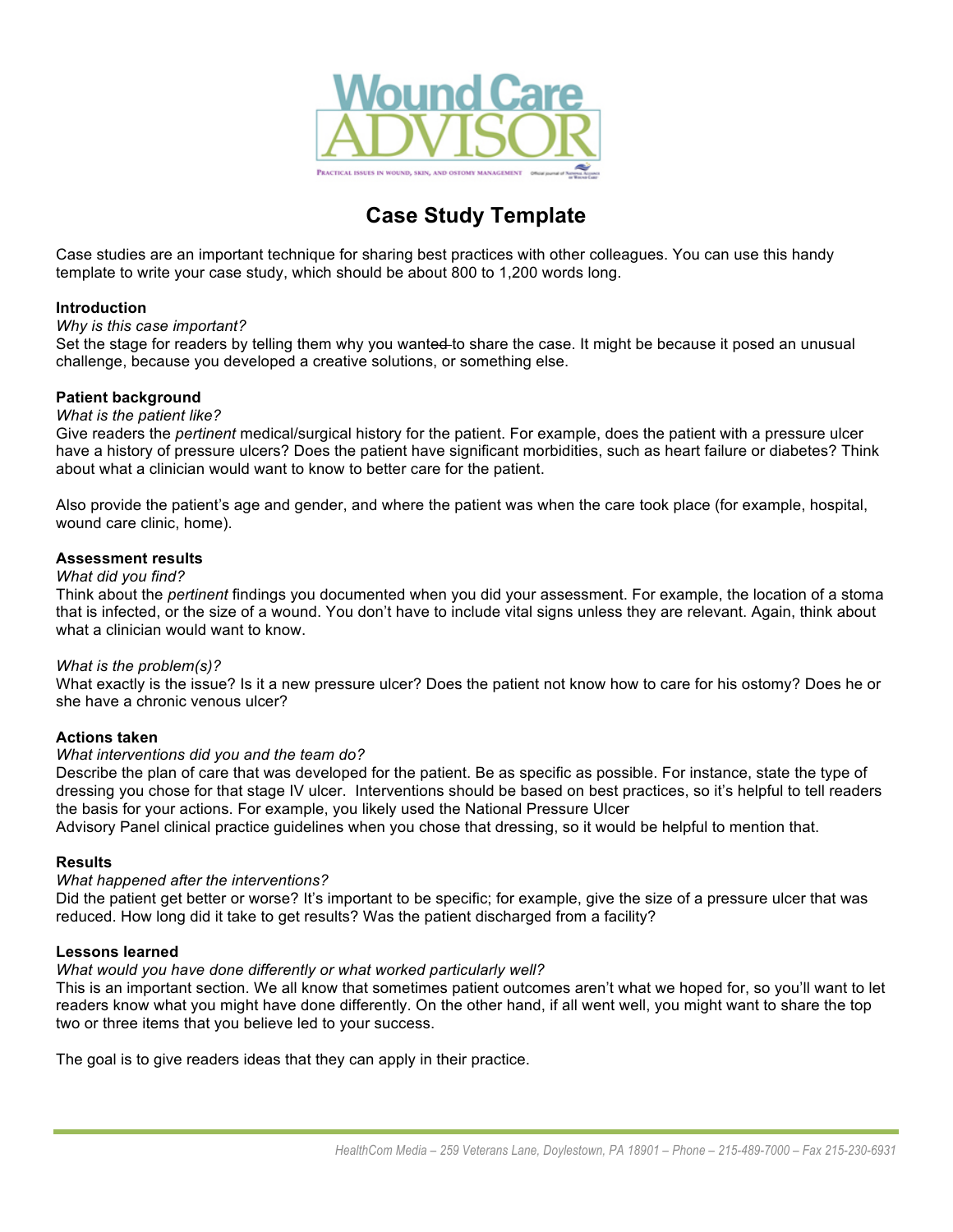# Wound Care ADVISOR

Practical issues in wound, skin, and ostomy management

## Case Study Template

Case studies are an important technique for sharing best practices with other colleagues. You can use this handy template to write your case study, which should be about 800 to 1,200 words long.

**Introduction**

*Why is this case important?*

Set the stage for readers by telling them why you wanted to share the case. It might be because it posed an unusual challenge, because you developed a creative solutions, or something else.

**Patient background**

*What is the patient like?*

Give readers the *pertinent* medical/surgical history for the patient. For example, does the patient with a pressure ulcer have a history of pressure ulcers? Does the patient have significant morbidities, such as heart failure or diabetes? Think about what a clinician would want to know to better care for the patient.

Also provide the patient's age and gender, and where the patient was when the care took place (for example, hospital, wound care clinic, home).

**Assessment results**

*What did you find?*

Think about the *pertinent* findings you documented when you did your assessment. For example, the location of a stoma that is infected, or the size of a wound. You don't have to include vital signs unless they are relevant. Again, think about what a clinician would want to know.

*What is the problem(s)?*

What exactly is the issue? Is it a new pressure ulcer? Does the patient not know how to care for his ostomy? Does he or she have a chronic venous ulcer?

**Actions taken**

*What interventions did you and the team do?*

Describe the plan of care that was developed for the patient. Be as specific as possible. For instance, state the type of dressing you chose for that stage IV ulcer. Interventions should be based on best practices, so it's helpful to tell readers the basis for your actions. For example, you likely used the National Pressure Ulcer Advisory Panel clinical practice guidelines when you chose that dressing, so it would be helpful to mention that.

**Results**

*What happened after the interventions?*

Did the patient get better or worse? It's important to be specific; for example, give the size of a pressure ulcer that was reduced. How long did it take to get results? Was the patient discharged from a facility?

**Lessons learned**

*What would you have done differently or what worked particularly well?*

This is an important section. We all know that sometimes patient outcomes aren't what we hoped for, so you'll want to let readers know what you might have done differently. On the other hand, if all went well, you might want to share the top two or three items that you believe led to your success.

The goal is to give readers ideas that they can apply in their practice.

*HealthCom Media – 259 Veterans Lane, Doylestown, PA 18901 – Phone – 215-489-7000 – Fax 215-230-6931*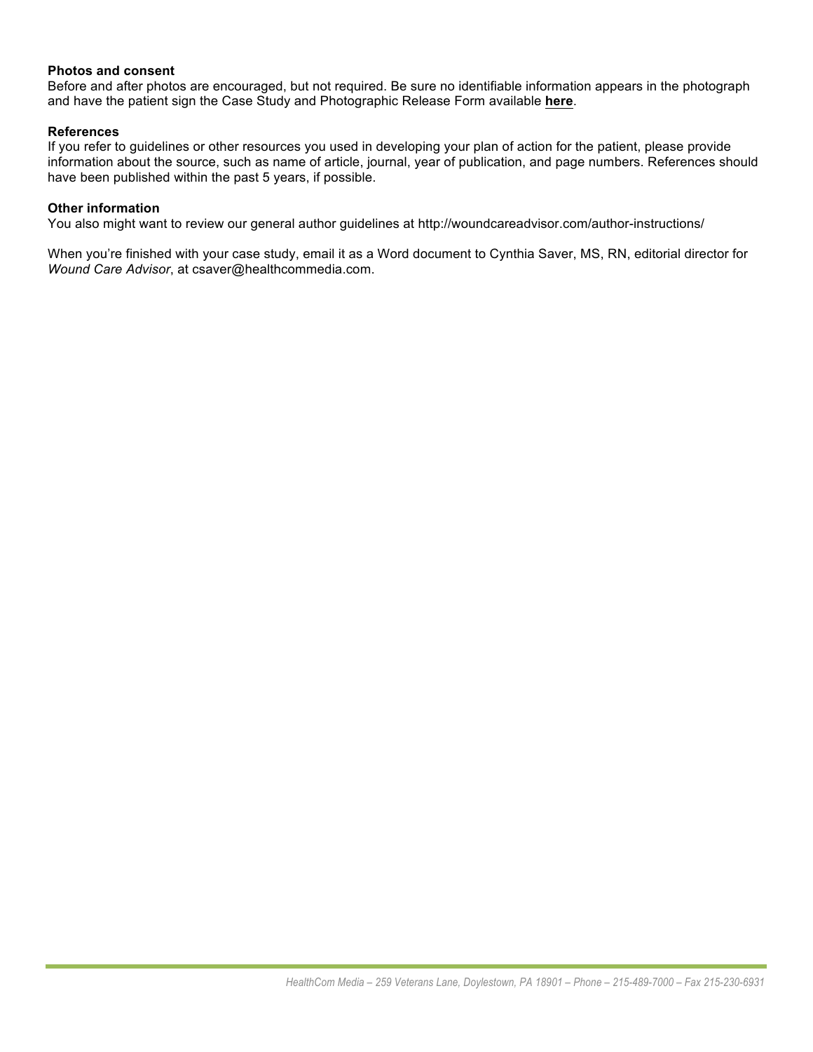**Photos and consent**

Before and after photos are encouraged, but not required. Be sure no identifiable information appears in the photograph and have the patient sign the Case Study and Photographic Release Form available **here**.

**References**

If you refer to guidelines or other resources you used in developing your plan of action for the patient, please provide information about the source, such as name of article, journal, year of publication, and page numbers. References should have been published within the past 5 years, if possible.

**Other information**

You also might want to review our general author guidelines at http://woundcareadvisor.com/author-instructions/

When you're finished with your case study, email it as a Word document to Cynthia Saver, MS, RN, editorial director for *Wound Care Advisor*, at csaver@healthcommedia.com.